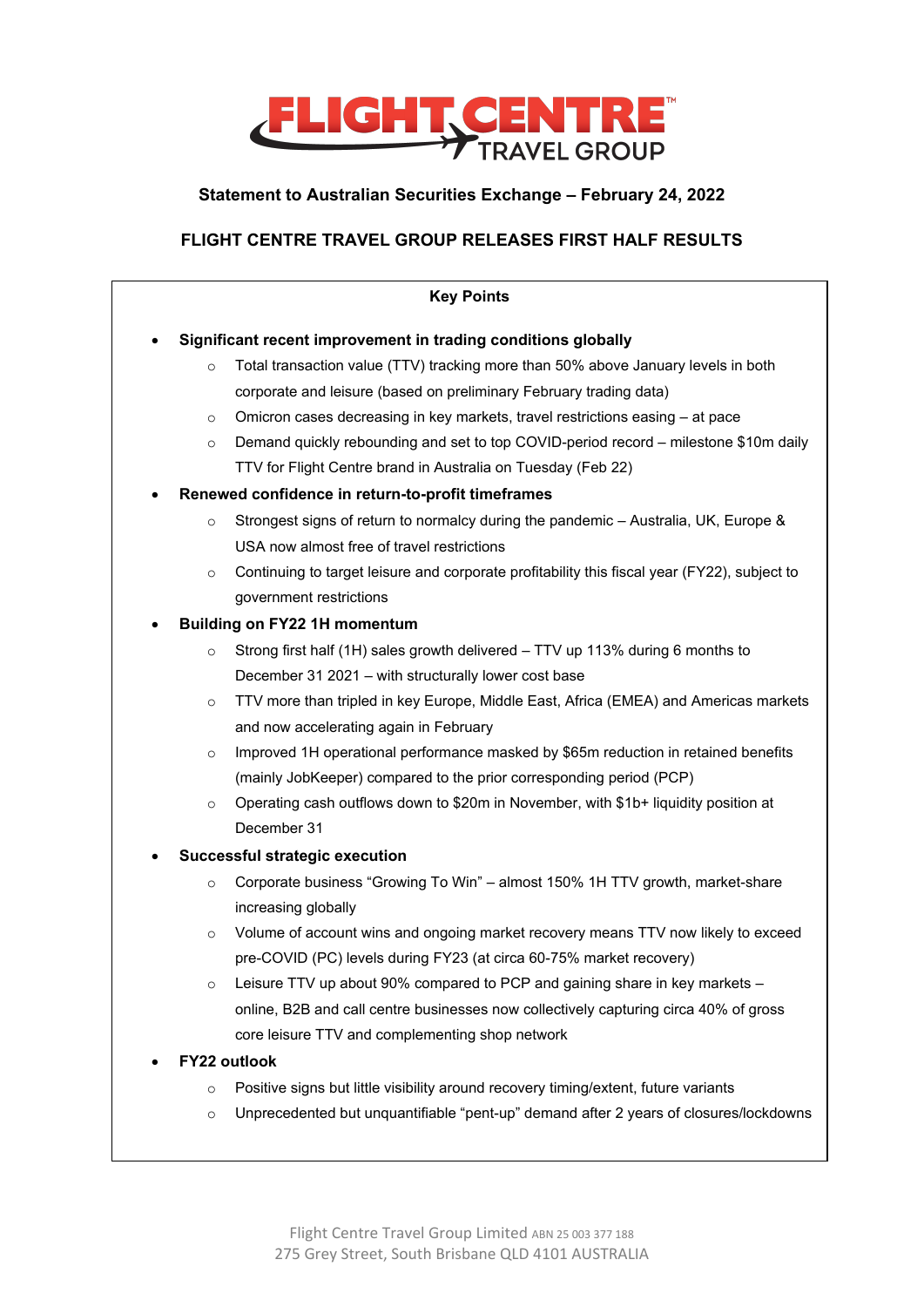**Statement to Australian Securities Exchange – February 24, 2022**

# FLIGHT CENTRE TRAVEL GROUP RELEASES FIRST HALF RESULTS

**Key Points**

- **Significant recent improvement in trading conditions globally**
  - Total transaction value (TTV) tracking more than 50% above January levels in both corporate and leisure (based on preliminary February trading data)
  - Omicron cases decreasing in key markets, travel restrictions easing – at pace
  - Demand quickly rebounding and set to top COVID-period record – milestone $10m daily TTV for Flight Centre brand in Australia on Tuesday (Feb 22)
- **Renewed confidence in return-to-profit timeframes**
  - Strongest signs of return to normalcy during the pandemic – Australia, UK, Europe & USA now almost free of travel restrictions
  - Continuing to target leisure and corporate profitability this fiscal year (FY22), subject to government restrictions
- **Building on FY22 1H momentum**
  - Strong first half (1H) sales growth delivered – TTV up 113% during 6 months to December 31 2021 – with structurally lower cost base
  - TTV more than tripled in key Europe, Middle East, Africa (EMEA) and Americas markets and now accelerating again in February
  - Improved 1H operational performance masked by $65m reduction in retained benefits (mainly JobKeeper) compared to the prior corresponding period (PCP)
  - Operating cash outflows down to $20m in November, with $1b+ liquidity position at December 31
- **Successful strategic execution**
  - Corporate business "Growing To Win" – almost 150% 1H TTV growth, market-share increasing globally
  - Volume of account wins and ongoing market recovery means TTV now likely to exceed pre-COVID (PC) levels during FY23 (at circa 60-75% market recovery)
  - Leisure TTV up about 90% compared to PCP and gaining share in key markets – online, B2B and call centre businesses now collectively capturing circa 40% of gross core leisure TTV and complementing shop network
- **FY22 outlook**
  - Positive signs but little visibility around recovery timing/extent, future variants
  - Unprecedented but unquantifiable "pent-up" demand after 2 years of closures/lockdowns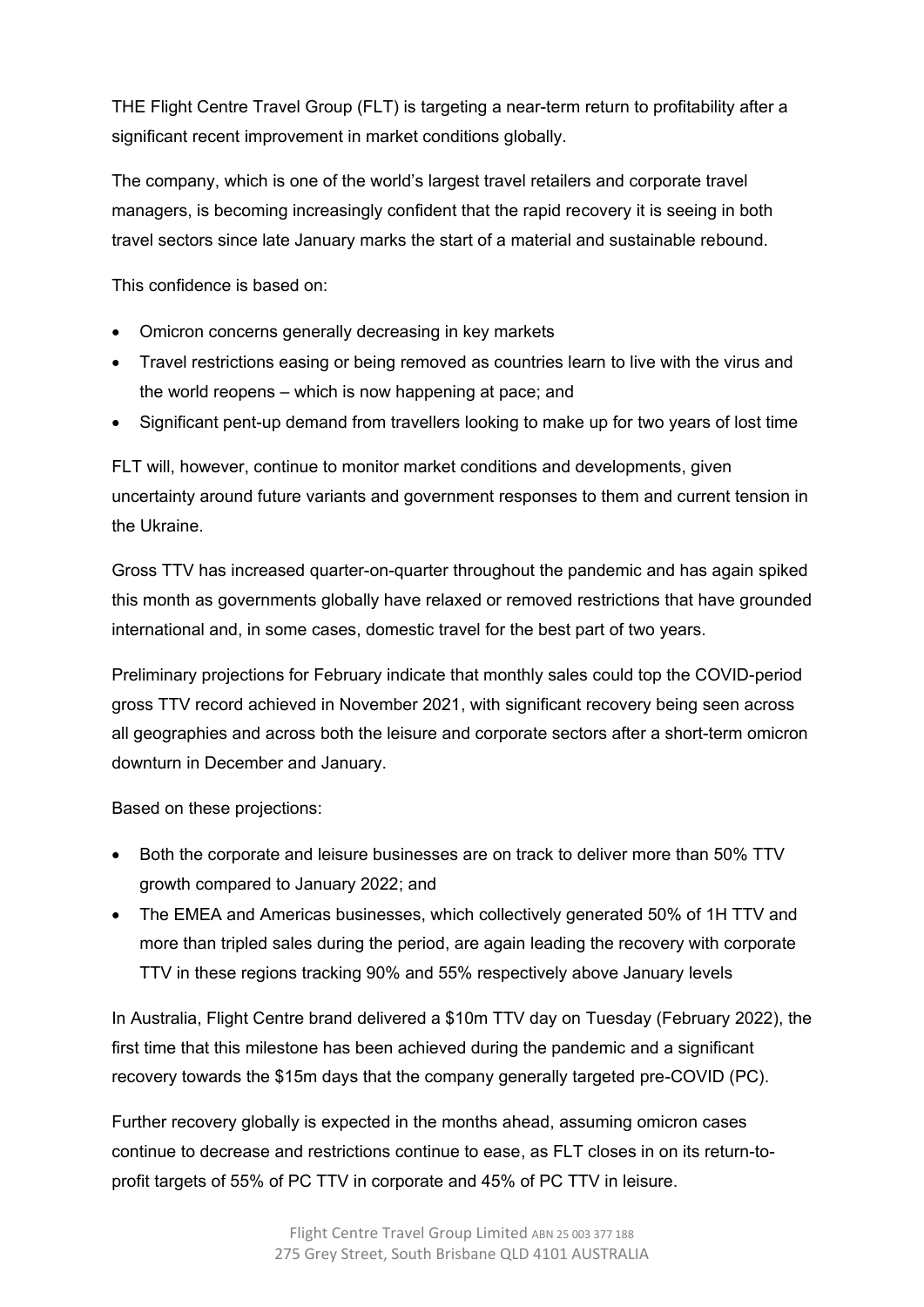THE Flight Centre Travel Group (FLT) is targeting a near-term return to profitability after a significant recent improvement in market conditions globally.

The company, which is one of the world's largest travel retailers and corporate travel managers, is becoming increasingly confident that the rapid recovery it is seeing in both travel sectors since late January marks the start of a material and sustainable rebound.

This confidence is based on:

- Omicron concerns generally decreasing in key markets
- Travel restrictions easing or being removed as countries learn to live with the virus and the world reopens – which is now happening at pace; and
- Significant pent-up demand from travellers looking to make up for two years of lost time

FLT will, however, continue to monitor market conditions and developments, given uncertainty around future variants and government responses to them and current tension in the Ukraine.

Gross TTV has increased quarter-on-quarter throughout the pandemic and has again spiked this month as governments globally have relaxed or removed restrictions that have grounded international and, in some cases, domestic travel for the best part of two years.

Preliminary projections for February indicate that monthly sales could top the COVID-period gross TTV record achieved in November 2021, with significant recovery being seen across all geographies and across both the leisure and corporate sectors after a short-term omicron downturn in December and January.

Based on these projections:

- Both the corporate and leisure businesses are on track to deliver more than 50% TTV growth compared to January 2022; and
- The EMEA and Americas businesses, which collectively generated 50% of 1H TTV and more than tripled sales during the period, are again leading the recovery with corporate TTV in these regions tracking 90% and 55% respectively above January levels

In Australia, Flight Centre brand delivered a $10m TTV day on Tuesday (February 2022), the first time that this milestone has been achieved during the pandemic and a significant recovery towards the $15m days that the company generally targeted pre-COVID (PC).

Further recovery globally is expected in the months ahead, assuming omicron cases continue to decrease and restrictions continue to ease, as FLT closes in on its return-to-profit targets of 55% of PC TTV in corporate and 45% of PC TTV in leisure.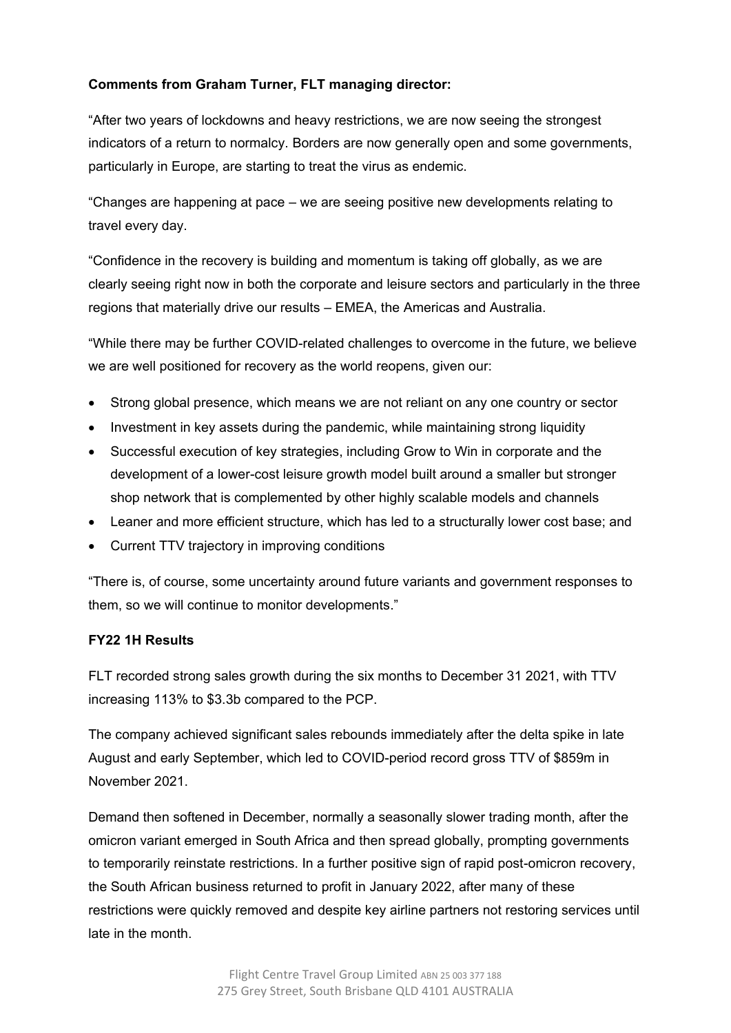**Comments from Graham Turner, FLT managing director:**

"After two years of lockdowns and heavy restrictions, we are now seeing the strongest indicators of a return to normalcy. Borders are now generally open and some governments, particularly in Europe, are starting to treat the virus as endemic.

"Changes are happening at pace – we are seeing positive new developments relating to travel every day.

"Confidence in the recovery is building and momentum is taking off globally, as we are clearly seeing right now in both the corporate and leisure sectors and particularly in the three regions that materially drive our results – EMEA, the Americas and Australia.

"While there may be further COVID-related challenges to overcome in the future, we believe we are well positioned for recovery as the world reopens, given our:

- Strong global presence, which means we are not reliant on any one country or sector
- Investment in key assets during the pandemic, while maintaining strong liquidity
- Successful execution of key strategies, including Grow to Win in corporate and the development of a lower-cost leisure growth model built around a smaller but stronger shop network that is complemented by other highly scalable models and channels
- Leaner and more efficient structure, which has led to a structurally lower cost base; and
- Current TTV trajectory in improving conditions

"There is, of course, some uncertainty around future variants and government responses to them, so we will continue to monitor developments."

**FY22 1H Results**

FLT recorded strong sales growth during the six months to December 31 2021, with TTV increasing 113% to $3.3b compared to the PCP.

The company achieved significant sales rebounds immediately after the delta spike in late August and early September, which led to COVID-period record gross TTV of $859m in November 2021.

Demand then softened in December, normally a seasonally slower trading month, after the omicron variant emerged in South Africa and then spread globally, prompting governments to temporarily reinstate restrictions. In a further positive sign of rapid post-omicron recovery, the South African business returned to profit in January 2022, after many of these restrictions were quickly removed and despite key airline partners not restoring services until late in the month.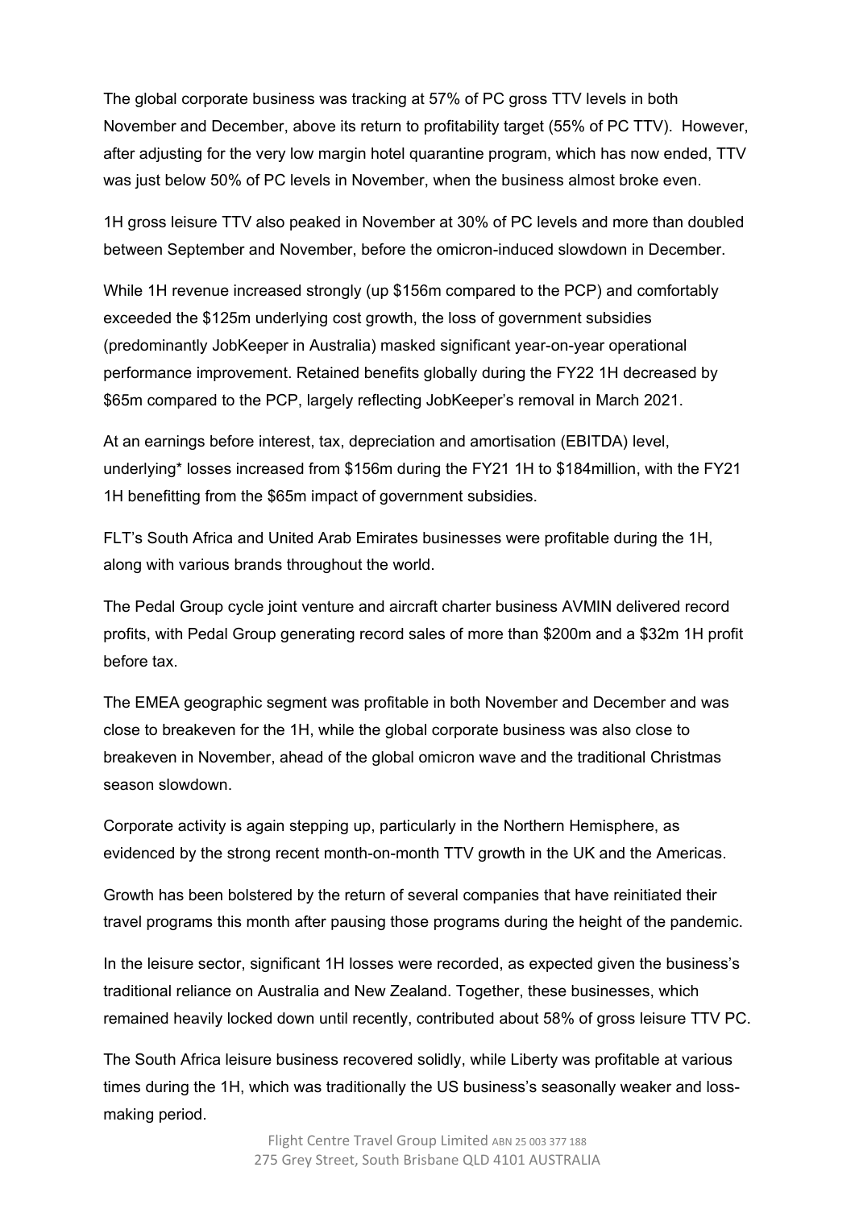The global corporate business was tracking at 57% of PC gross TTV levels in both November and December, above its return to profitability target (55% of PC TTV). However, after adjusting for the very low margin hotel quarantine program, which has now ended, TTV was just below 50% of PC levels in November, when the business almost broke even.

1H gross leisure TTV also peaked in November at 30% of PC levels and more than doubled between September and November, before the omicron-induced slowdown in December.

While 1H revenue increased strongly (up $156m compared to the PCP) and comfortably exceeded the $125m underlying cost growth, the loss of government subsidies (predominantly JobKeeper in Australia) masked significant year-on-year operational performance improvement. Retained benefits globally during the FY22 1H decreased by $65m compared to the PCP, largely reflecting JobKeeper's removal in March 2021.

At an earnings before interest, tax, depreciation and amortisation (EBITDA) level, underlying* losses increased from $156m during the FY21 1H to $184million, with the FY21 1H benefitting from the $65m impact of government subsidies.

FLT's South Africa and United Arab Emirates businesses were profitable during the 1H, along with various brands throughout the world.

The Pedal Group cycle joint venture and aircraft charter business AVMIN delivered record profits, with Pedal Group generating record sales of more than $200m and a $32m 1H profit before tax.

The EMEA geographic segment was profitable in both November and December and was close to breakeven for the 1H, while the global corporate business was also close to breakeven in November, ahead of the global omicron wave and the traditional Christmas season slowdown.

Corporate activity is again stepping up, particularly in the Northern Hemisphere, as evidenced by the strong recent month-on-month TTV growth in the UK and the Americas.

Growth has been bolstered by the return of several companies that have reinitiated their travel programs this month after pausing those programs during the height of the pandemic.

In the leisure sector, significant 1H losses were recorded, as expected given the business's traditional reliance on Australia and New Zealand. Together, these businesses, which remained heavily locked down until recently, contributed about 58% of gross leisure TTV PC.

The South Africa leisure business recovered solidly, while Liberty was profitable at various times during the 1H, which was traditionally the US business's seasonally weaker and loss-making period.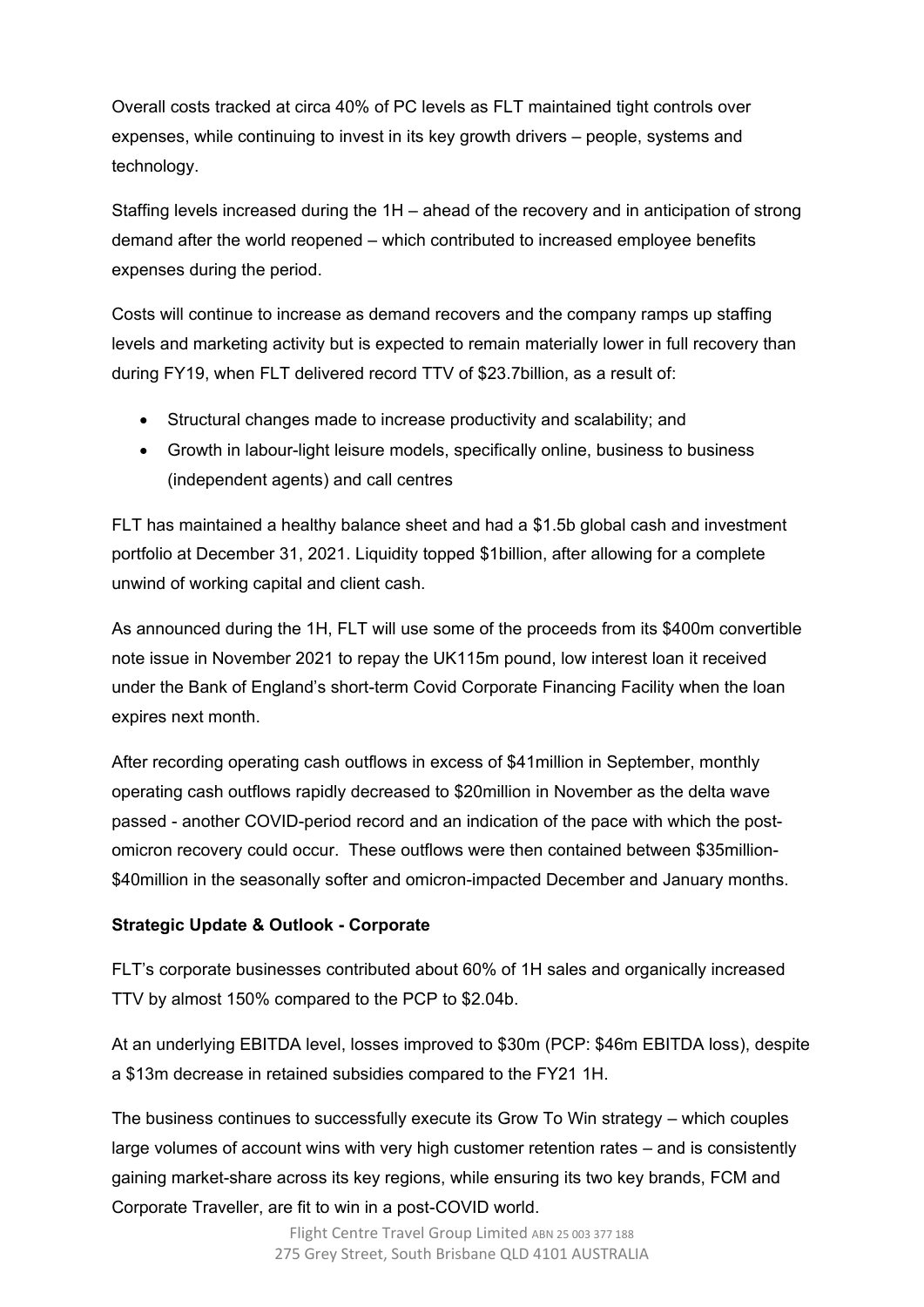Overall costs tracked at circa 40% of PC levels as FLT maintained tight controls over expenses, while continuing to invest in its key growth drivers – people, systems and technology.

Staffing levels increased during the 1H – ahead of the recovery and in anticipation of strong demand after the world reopened – which contributed to increased employee benefits expenses during the period.

Costs will continue to increase as demand recovers and the company ramps up staffing levels and marketing activity but is expected to remain materially lower in full recovery than during FY19, when FLT delivered record TTV of $23.7billion, as a result of:

- Structural changes made to increase productivity and scalability; and
- Growth in labour-light leisure models, specifically online, business to business (independent agents) and call centres

FLT has maintained a healthy balance sheet and had a $1.5b global cash and investment portfolio at December 31, 2021. Liquidity topped $1billion, after allowing for a complete unwind of working capital and client cash.

As announced during the 1H, FLT will use some of the proceeds from its $400m convertible note issue in November 2021 to repay the UK115m pound, low interest loan it received under the Bank of England's short-term Covid Corporate Financing Facility when the loan expires next month.

After recording operating cash outflows in excess of $41million in September, monthly operating cash outflows rapidly decreased to $20million in November as the delta wave passed - another COVID-period record and an indication of the pace with which the post-omicron recovery could occur. These outflows were then contained between $35million-$40million in the seasonally softer and omicron-impacted December and January months.

**Strategic Update & Outlook - Corporate**

FLT's corporate businesses contributed about 60% of 1H sales and organically increased TTV by almost 150% compared to the PCP to $2.04b.

At an underlying EBITDA level, losses improved to $30m (PCP: $46m EBITDA loss), despite a $13m decrease in retained subsidies compared to the FY21 1H.

The business continues to successfully execute its Grow To Win strategy – which couples large volumes of account wins with very high customer retention rates – and is consistently gaining market-share across its key regions, while ensuring its two key brands, FCM and Corporate Traveller, are fit to win in a post-COVID world.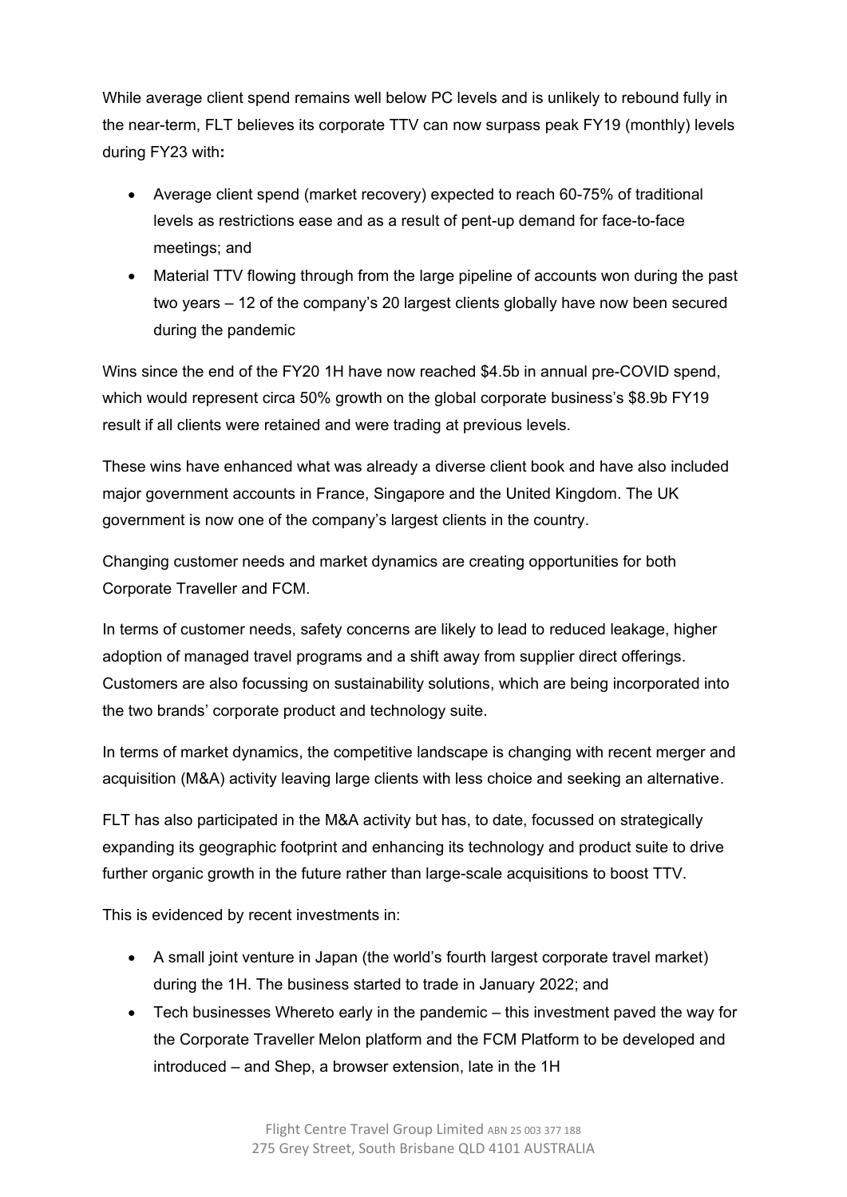While average client spend remains well below PC levels and is unlikely to rebound fully in the near-term, FLT believes its corporate TTV can now surpass peak FY19 (monthly) levels during FY23 with**:**

- Average client spend (market recovery) expected to reach 60-75% of traditional levels as restrictions ease and as a result of pent-up demand for face-to-face meetings; and
- Material TTV flowing through from the large pipeline of accounts won during the past two years – 12 of the company's 20 largest clients globally have now been secured during the pandemic

Wins since the end of the FY20 1H have now reached $4.5b in annual pre-COVID spend, which would represent circa 50% growth on the global corporate business's $8.9b FY19 result if all clients were retained and were trading at previous levels.

These wins have enhanced what was already a diverse client book and have also included major government accounts in France, Singapore and the United Kingdom. The UK government is now one of the company's largest clients in the country.

Changing customer needs and market dynamics are creating opportunities for both Corporate Traveller and FCM.

In terms of customer needs, safety concerns are likely to lead to reduced leakage, higher adoption of managed travel programs and a shift away from supplier direct offerings. Customers are also focussing on sustainability solutions, which are being incorporated into the two brands' corporate product and technology suite.

In terms of market dynamics, the competitive landscape is changing with recent merger and acquisition (M&A) activity leaving large clients with less choice and seeking an alternative.

FLT has also participated in the M&A activity but has, to date, focussed on strategically expanding its geographic footprint and enhancing its technology and product suite to drive further organic growth in the future rather than large-scale acquisitions to boost TTV.

This is evidenced by recent investments in:

- A small joint venture in Japan (the world's fourth largest corporate travel market) during the 1H. The business started to trade in January 2022; and
- Tech businesses Whereto early in the pandemic – this investment paved the way for the Corporate Traveller Melon platform and the FCM Platform to be developed and introduced – and Shep, a browser extension, late in the 1H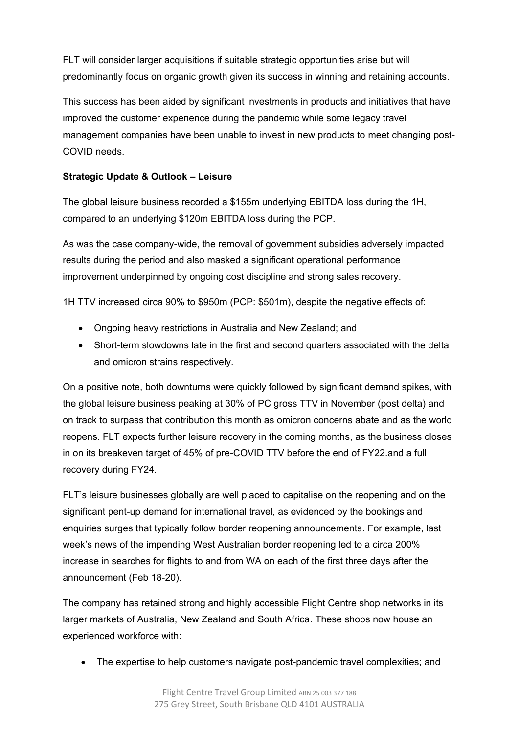FLT will consider larger acquisitions if suitable strategic opportunities arise but will predominantly focus on organic growth given its success in winning and retaining accounts.

This success has been aided by significant investments in products and initiatives that have improved the customer experience during the pandemic while some legacy travel management companies have been unable to invest in new products to meet changing post-COVID needs.

**Strategic Update & Outlook – Leisure**

The global leisure business recorded a $155m underlying EBITDA loss during the 1H, compared to an underlying $120m EBITDA loss during the PCP.

As was the case company-wide, the removal of government subsidies adversely impacted results during the period and also masked a significant operational performance improvement underpinned by ongoing cost discipline and strong sales recovery.

1H TTV increased circa 90% to $950m (PCP: $501m), despite the negative effects of:

- Ongoing heavy restrictions in Australia and New Zealand; and
- Short-term slowdowns late in the first and second quarters associated with the delta and omicron strains respectively.

On a positive note, both downturns were quickly followed by significant demand spikes, with the global leisure business peaking at 30% of PC gross TTV in November (post delta) and on track to surpass that contribution this month as omicron concerns abate and as the world reopens. FLT expects further leisure recovery in the coming months, as the business closes in on its breakeven target of 45% of pre-COVID TTV before the end of FY22.and a full recovery during FY24.

FLT's leisure businesses globally are well placed to capitalise on the reopening and on the significant pent-up demand for international travel, as evidenced by the bookings and enquiries surges that typically follow border reopening announcements. For example, last week's news of the impending West Australian border reopening led to a circa 200% increase in searches for flights to and from WA on each of the first three days after the announcement (Feb 18-20).

The company has retained strong and highly accessible Flight Centre shop networks in its larger markets of Australia, New Zealand and South Africa. These shops now house an experienced workforce with:

- The expertise to help customers navigate post-pandemic travel complexities; and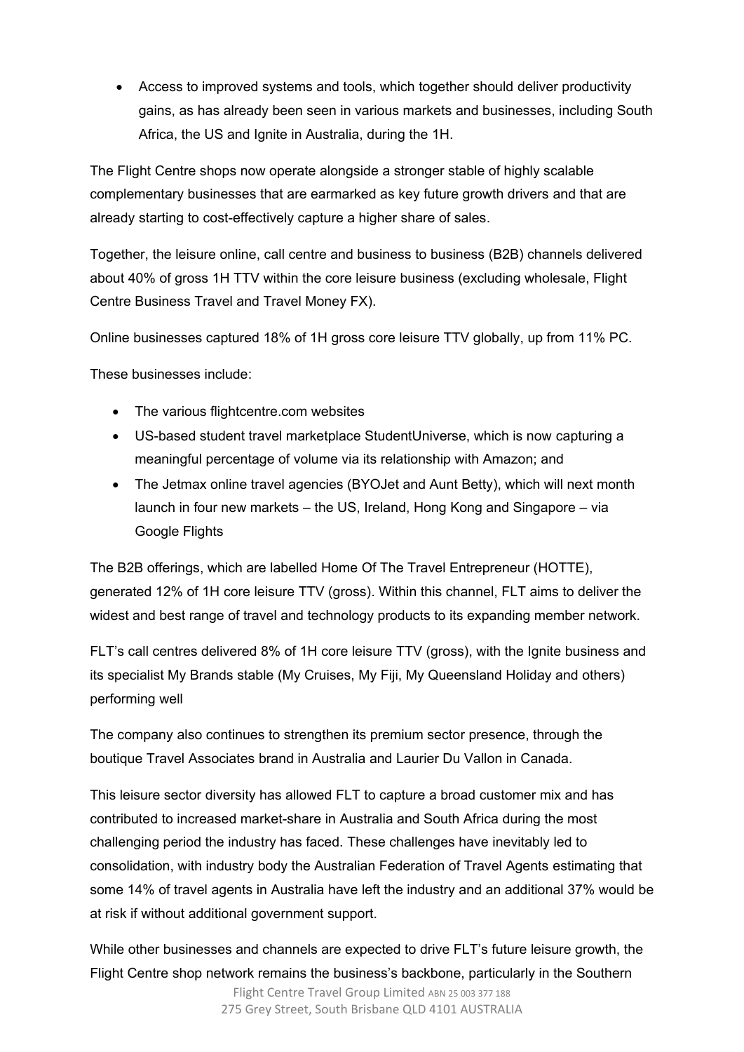- Access to improved systems and tools, which together should deliver productivity gains, as has already been seen in various markets and businesses, including South Africa, the US and Ignite in Australia, during the 1H.

The Flight Centre shops now operate alongside a stronger stable of highly scalable complementary businesses that are earmarked as key future growth drivers and that are already starting to cost-effectively capture a higher share of sales.

Together, the leisure online, call centre and business to business (B2B) channels delivered about 40% of gross 1H TTV within the core leisure business (excluding wholesale, Flight Centre Business Travel and Travel Money FX).

Online businesses captured 18% of 1H gross core leisure TTV globally, up from 11% PC.

These businesses include:

- The various flightcentre.com websites
- US-based student travel marketplace StudentUniverse, which is now capturing a meaningful percentage of volume via its relationship with Amazon; and
- The Jetmax online travel agencies (BYOJet and Aunt Betty), which will next month launch in four new markets – the US, Ireland, Hong Kong and Singapore – via Google Flights

The B2B offerings, which are labelled Home Of The Travel Entrepreneur (HOTTE), generated 12% of 1H core leisure TTV (gross). Within this channel, FLT aims to deliver the widest and best range of travel and technology products to its expanding member network.

FLT's call centres delivered 8% of 1H core leisure TTV (gross), with the Ignite business and its specialist My Brands stable (My Cruises, My Fiji, My Queensland Holiday and others) performing well

The company also continues to strengthen its premium sector presence, through the boutique Travel Associates brand in Australia and Laurier Du Vallon in Canada.

This leisure sector diversity has allowed FLT to capture a broad customer mix and has contributed to increased market-share in Australia and South Africa during the most challenging period the industry has faced. These challenges have inevitably led to consolidation, with industry body the Australian Federation of Travel Agents estimating that some 14% of travel agents in Australia have left the industry and an additional 37% would be at risk if without additional government support.

While other businesses and channels are expected to drive FLT's future leisure growth, the Flight Centre shop network remains the business's backbone, particularly in the Southern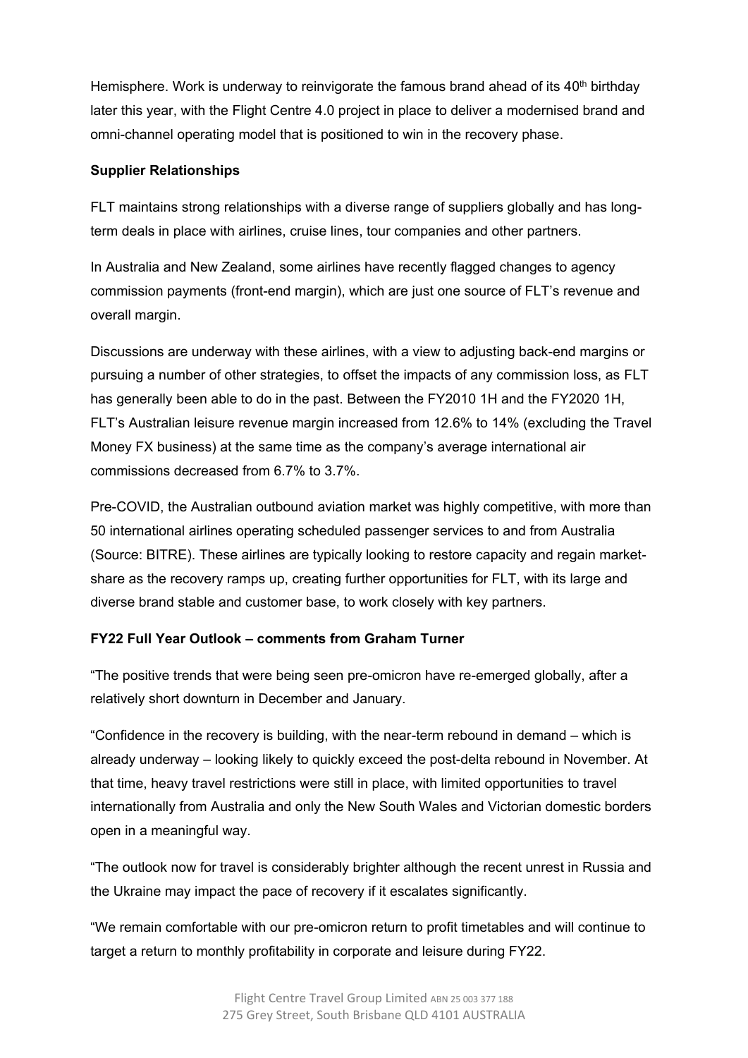Hemisphere. Work is underway to reinvigorate the famous brand ahead of its 40th birthday later this year, with the Flight Centre 4.0 project in place to deliver a modernised brand and omni-channel operating model that is positioned to win in the recovery phase.

**Supplier Relationships**

FLT maintains strong relationships with a diverse range of suppliers globally and has long-term deals in place with airlines, cruise lines, tour companies and other partners.

In Australia and New Zealand, some airlines have recently flagged changes to agency commission payments (front-end margin), which are just one source of FLT's revenue and overall margin.

Discussions are underway with these airlines, with a view to adjusting back-end margins or pursuing a number of other strategies, to offset the impacts of any commission loss, as FLT has generally been able to do in the past. Between the FY2010 1H and the FY2020 1H, FLT's Australian leisure revenue margin increased from 12.6% to 14% (excluding the Travel Money FX business) at the same time as the company's average international air commissions decreased from 6.7% to 3.7%.

Pre-COVID, the Australian outbound aviation market was highly competitive, with more than 50 international airlines operating scheduled passenger services to and from Australia (Source: BITRE). These airlines are typically looking to restore capacity and regain market-share as the recovery ramps up, creating further opportunities for FLT, with its large and diverse brand stable and customer base, to work closely with key partners.

**FY22 Full Year Outlook – comments from Graham Turner**

"The positive trends that were being seen pre-omicron have re-emerged globally, after a relatively short downturn in December and January.

"Confidence in the recovery is building, with the near-term rebound in demand – which is already underway – looking likely to quickly exceed the post-delta rebound in November. At that time, heavy travel restrictions were still in place, with limited opportunities to travel internationally from Australia and only the New South Wales and Victorian domestic borders open in a meaningful way.

"The outlook now for travel is considerably brighter although the recent unrest in Russia and the Ukraine may impact the pace of recovery if it escalates significantly.

"We remain comfortable with our pre-omicron return to profit timetables and will continue to target a return to monthly profitability in corporate and leisure during FY22.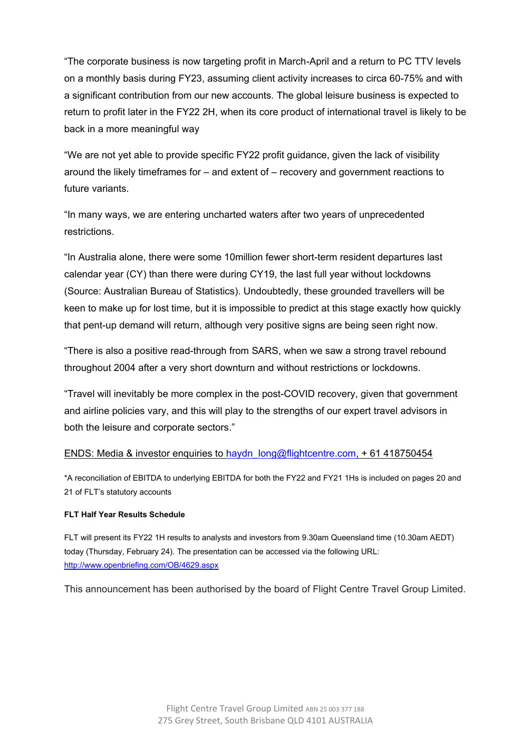"The corporate business is now targeting profit in March-April and a return to PC TTV levels on a monthly basis during FY23, assuming client activity increases to circa 60-75% and with a significant contribution from our new accounts. The global leisure business is expected to return to profit later in the FY22 2H, when its core product of international travel is likely to be back in a more meaningful way

"We are not yet able to provide specific FY22 profit guidance, given the lack of visibility around the likely timeframes for – and extent of – recovery and government reactions to future variants.

"In many ways, we are entering uncharted waters after two years of unprecedented restrictions.

"In Australia alone, there were some 10million fewer short-term resident departures last calendar year (CY) than there were during CY19, the last full year without lockdowns (Source: Australian Bureau of Statistics). Undoubtedly, these grounded travellers will be keen to make up for lost time, but it is impossible to predict at this stage exactly how quickly that pent-up demand will return, although very positive signs are being seen right now.

"There is also a positive read-through from SARS, when we saw a strong travel rebound throughout 2004 after a very short downturn and without restrictions or lockdowns.

"Travel will inevitably be more complex in the post-COVID recovery, given that government and airline policies vary, and this will play to the strengths of our expert travel advisors in both the leisure and corporate sectors."

ENDS: Media & investor enquiries to haydn_long@flightcentre.com, + 61 418750454

*A reconciliation of EBITDA to underlying EBITDA for both the FY22 and FY21 1Hs is included on pages 20 and 21 of FLT's statutory accounts

**FLT Half Year Results Schedule**

FLT will present its FY22 1H results to analysts and investors from 9.30am Queensland time (10.30am AEDT) today (Thursday, February 24). The presentation can be accessed via the following URL: http://www.openbriefing.com/OB/4629.aspx

This announcement has been authorised by the board of Flight Centre Travel Group Limited.

Flight Centre Travel Group Limited ABN 25 003 377 188
275 Grey Street, South Brisbane QLD 4101 AUSTRALIA